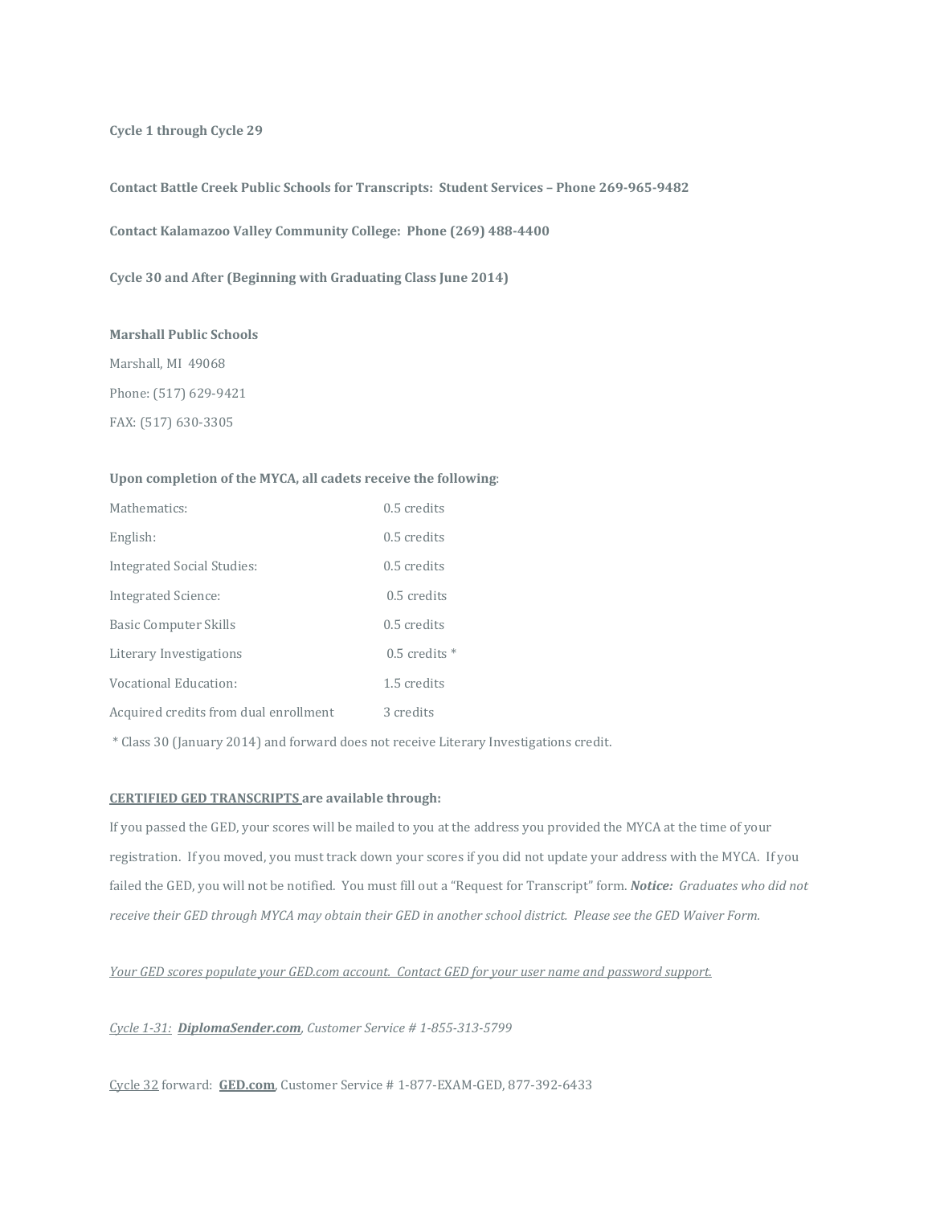**Cycle 1 through Cycle 29**

**Contact Battle Creek Public Schools for Transcripts: Student Services – Phone 269-965-9482**

**Contact Kalamazoo Valley Community College: Phone (269) 488-4400**

**Cycle 30 and After (Beginning with Graduating Class June 2014)**

**Marshall Public Schools**

Marshall, MI 49068

Phone: (517) 629-9421

FAX: (517) 630-3305

**Upon completion of the MYCA, all cadets receive the following**:

| | |
|---|---|
| Mathematics: | 0.5 credits |
| English: | 0.5 credits |
| Integrated Social Studies: | 0.5 credits |
| Integrated Science: | 0.5 credits |
| Basic Computer Skills | 0.5 credits |
| Literary Investigations | 0.5 credits * |
| Vocational Education: | 1.5 credits |
| Acquired credits from dual enrollment | 3 credits |

* Class 30 (January 2014) and forward does not receive Literary Investigations credit.

**<u>CERTIFIED GED TRANSCRIPTS</u> are available through:**

If you passed the GED, your scores will be mailed to you at the address you provided the MYCA at the time of your registration. If you moved, you must track down your scores if you did not update your address with the MYCA. If you failed the GED, you will not be notified. You must fill out a "Request for Transcript" form. ***Notice:*** *Graduates who did not receive their GED through MYCA may obtain their GED in another school district. Please see the GED Waiver Form.*

*<u>Your GED scores populate your GED.com account. Contact GED for your user name and password support.</u>*

*<u>Cycle 1-31:</u> **<u>DiplomaSender.com</u>**, Customer Service # 1-855-313-5799*

<u>Cycle 32</u> forward: **<u>GED.com</u>**, Customer Service # 1-877-EXAM-GED, 877-392-6433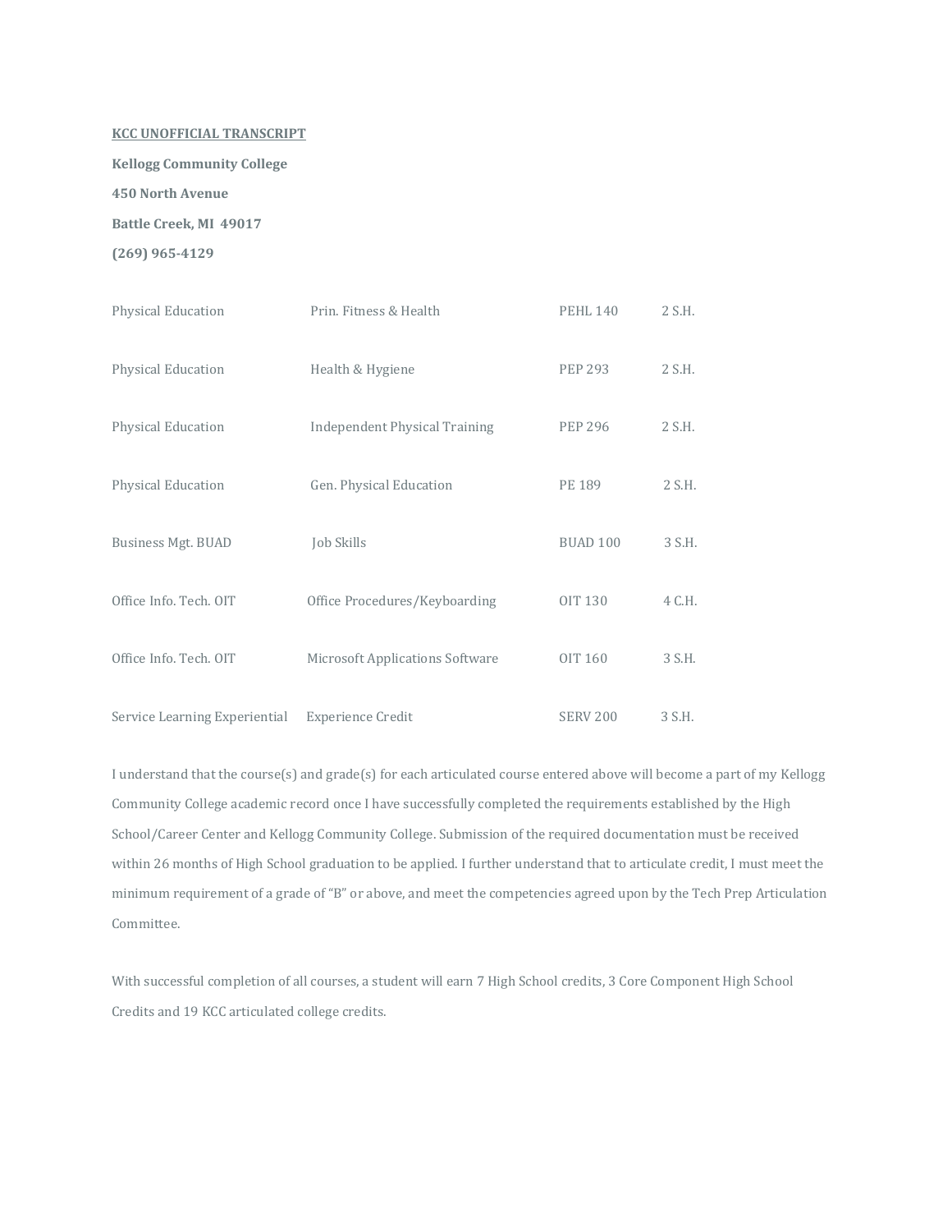**KCC UNOFFICIAL TRANSCRIPT**

**Kellogg Community College**

**450 North Avenue**

**Battle Creek, MI 49017**

**(269) 965-4129**

| | | | |
|---|---|---|---|
| Physical Education | Prin. Fitness & Health | PEHL 140 | 2 S.H. |
| Physical Education | Health & Hygiene | PEP 293 | 2 S.H. |
| Physical Education | Independent Physical Training | PEP 296 | 2 S.H. |
| Physical Education | Gen. Physical Education | PE 189 | 2 S.H. |
| Business Mgt. BUAD | Job Skills | BUAD 100 | 3 S.H. |
| Office Info. Tech. OIT | Office Procedures/Keyboarding | OIT 130 | 4 C.H. |
| Office Info. Tech. OIT | Microsoft Applications Software | OIT 160 | 3 S.H. |
| Service Learning Experiential | Experience Credit | SERV 200 | 3 S.H. |

I understand that the course(s) and grade(s) for each articulated course entered above will become a part of my Kellogg Community College academic record once I have successfully completed the requirements established by the High School/Career Center and Kellogg Community College. Submission of the required documentation must be received within 26 months of High School graduation to be applied. I further understand that to articulate credit, I must meet the minimum requirement of a grade of "B" or above, and meet the competencies agreed upon by the Tech Prep Articulation Committee.

With successful completion of all courses, a student will earn 7 High School credits, 3 Core Component High School Credits and 19 KCC articulated college credits.